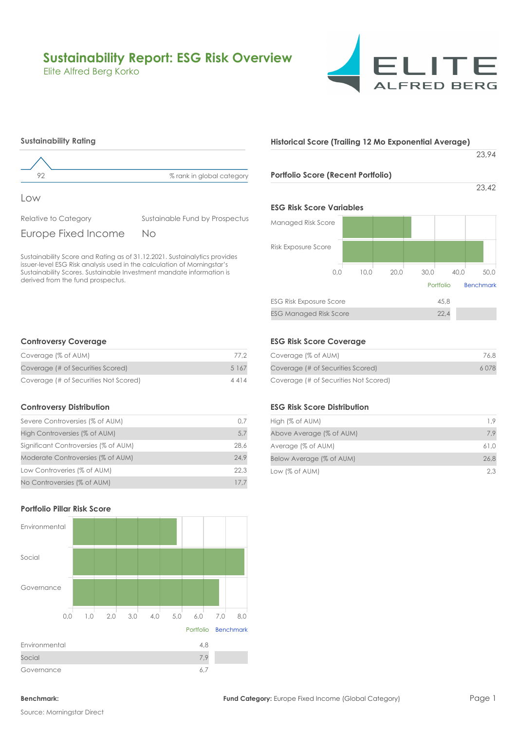# Sustainability Report: ESG Risk Overview

Elite Alfred Berg Korko

## Sustainability Rating

92 — % rank in global category

Low

| Relative to Category | Sustainable Fund by Prospectus |
|---|---|
| Europe Fixed Income | No |

Sustainability Score and Rating as of 31.12.2021. Sustainalytics provides issuer-level ESG Risk analysis used in the calculation of Morningstar's Sustainability Scores. Sustainable Investment mandate information is derived from the fund prospectus.

## Historical Score (Trailing 12 Mo Exponential Average)

23,94

## Portfolio Score (Recent Portfolio)

23,42

## ESG Risk Score Variables

| | Portfolio | Benchmark |
|---|---|---|
| ESG Risk Exposure Score | 45,8 | |
| ESG Managed Risk Score | 22,4 | |

## Controversy Coverage

| | |
|---|---|
| Coverage (% of AUM) | 77,2 |
| Coverage (# of Securities Scored) | 5 167 |
| Coverage (# of Securities Not Scored) | 4 414 |

## ESG Risk Score Coverage

| | |
|---|---|
| Coverage (% of AUM) | 76,8 |
| Coverage (# of Securities Scored) | 6 078 |
| Coverage (# of Securities Not Scored) | |

## Controversy Distribution

| | |
|---|---|
| Severe Controversies (% of AUM) | 0,7 |
| High Controversies (% of AUM) | 5,7 |
| Significant Controversies (% of AUM) | 28,6 |
| Moderate Controversies (% of AUM) | 24,9 |
| Low Controversies (% of AUM) | 22,3 |
| No Controversies (% of AUM) | 17,7 |

## ESG Risk Score Distribution

| | |
|---|---|
| High (% of AUM) | 1,9 |
| Above Average (% of AUM) | 7,9 |
| Average (% of AUM) | 61,0 |
| Below Average (% of AUM) | 26,8 |
| Low (% of AUM) | 2,3 |

## Portfolio Pillar Risk Score

| | Portfolio | Benchmark |
|---|---|---|
| Environmental | 4,8 | |
| Social | 7,9 | |
| Governance | 6,7 | |

**Benchmark:**

**Fund Category:** Europe Fixed Income (Global Category)

Source: Morningstar Direct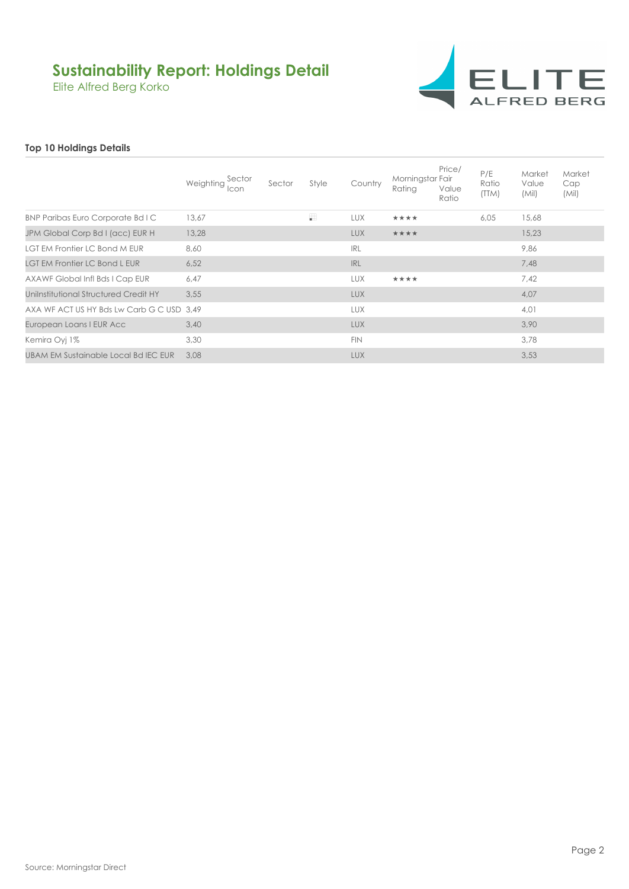# Sustainability Report: Holdings Detail

Elite Alfred Berg Korko

### Top 10 Holdings Details

| | Weighting | Sector Icon | Sector | Style | Country | Morningstar Rating | Price/ Fair Value Ratio | P/E Ratio (TTM) | Market Value (Mil) | Market Cap (Mil) |
|---|---|---|---|---|---|---|---|---|---|---|
| BNP Paribas Euro Corporate Bd I C | 13,67 | | | | LUX | ★★★★ | | 6,05 | 15,68 | |
| JPM Global Corp Bd I (acc) EUR H | 13,28 | | | | LUX | ★★★★ | | | 15,23 | |
| LGT EM Frontier LC Bond M EUR | 8,60 | | | | IRL | | | | 9,86 | |
| LGT EM Frontier LC Bond L EUR | 6,52 | | | | IRL | | | | 7,48 | |
| AXAWF Global Infl Bds I Cap EUR | 6,47 | | | | LUX | ★★★★ | | | 7,42 | |
| UniInstitutional Structured Credit HY | 3,55 | | | | LUX | | | | 4,07 | |
| AXA WF ACT US HY Bds Lw Carb G C USD | 3,49 | | | | LUX | | | | 4,01 | |
| European Loans I EUR Acc | 3,40 | | | | LUX | | | | 3,90 | |
| Kemira Oyj 1% | 3,30 | | | | FIN | | | | 3,78 | |
| UBAM EM Sustainable Local Bd IEC EUR | 3,08 | | | | LUX | | | | 3,53 | |

Source: Morningstar Direct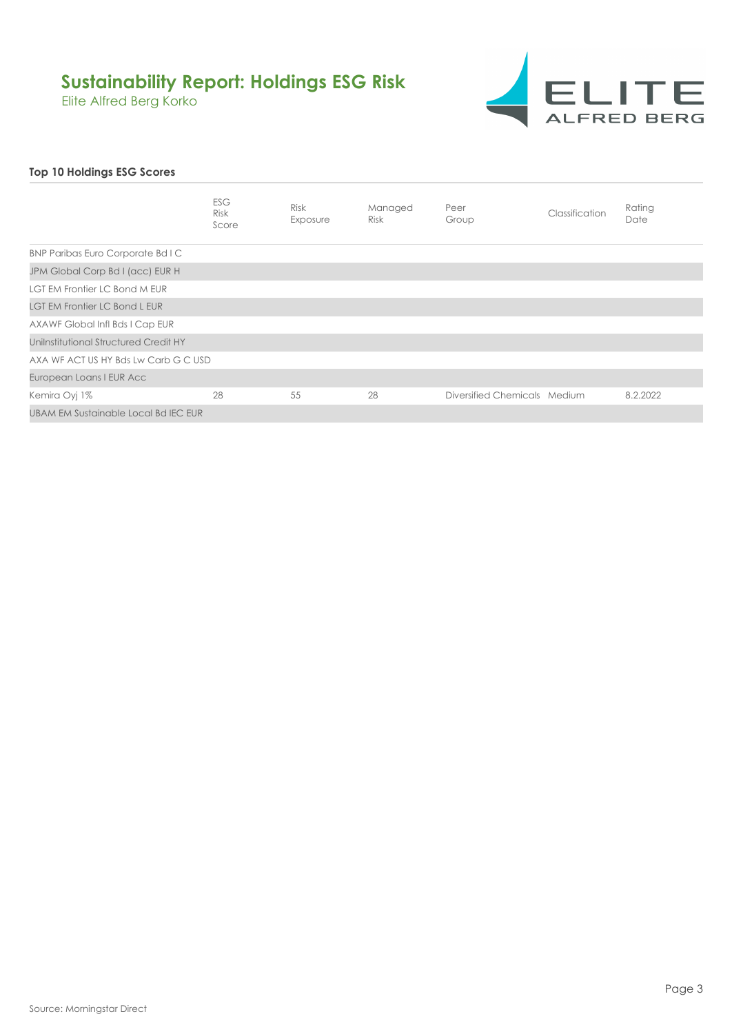# Sustainability Report: Holdings ESG Risk

Elite Alfred Berg Korko

### Top 10 Holdings ESG Scores

| | ESG Risk Score | Risk Exposure | Managed Risk | Peer Group | Classification | Rating Date |
|---|---|---|---|---|---|---|
| BNP Paribas Euro Corporate Bd I C | | | | | | |
| JPM Global Corp Bd I (acc) EUR H | | | | | | |
| LGT EM Frontier LC Bond M EUR | | | | | | |
| LGT EM Frontier LC Bond L EUR | | | | | | |
| AXAWF Global Infl Bds I Cap EUR | | | | | | |
| UniInstitutional Structured Credit HY | | | | | | |
| AXA WF ACT US HY Bds Lw Carb G C USD | | | | | | |
| European Loans I EUR Acc | | | | | | |
| Kemira Oyj 1% | 28 | 55 | 28 | Diversified Chemicals | Medium | 8.2.2022 |
| UBAM EM Sustainable Local Bd IEC EUR | | | | | | |

Source: Morningstar Direct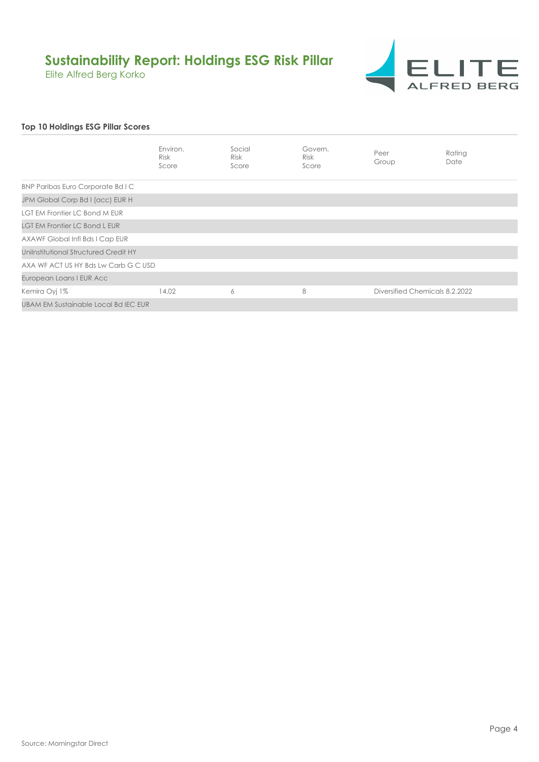# Sustainability Report: Holdings ESG Risk Pillar

Elite Alfred Berg Korko

### Top 10 Holdings ESG Pillar Scores

| | Environ. Risk Score | Social Risk Score | Govern. Risk Score | Peer Group | Rating Date |
|---|---|---|---|---|---|
| BNP Paribas Euro Corporate Bd I C | | | | | |
| JPM Global Corp Bd I (acc) EUR H | | | | | |
| LGT EM Frontier LC Bond M EUR | | | | | |
| LGT EM Frontier LC Bond L EUR | | | | | |
| AXAWF Global Infl Bds I Cap EUR | | | | | |
| UniInstitutional Structured Credit HY | | | | | |
| AXA WF ACT US HY Bds Lw Carb G C USD | | | | | |
| European Loans I EUR Acc | | | | | |
| Kemira Oyj 1% | 14,02 | 6 | 8 | Diversified Chemicals | 8.2.2022 |
| UBAM EM Sustainable Local Bd IEC EUR | | | | | |

Source: Morningstar Direct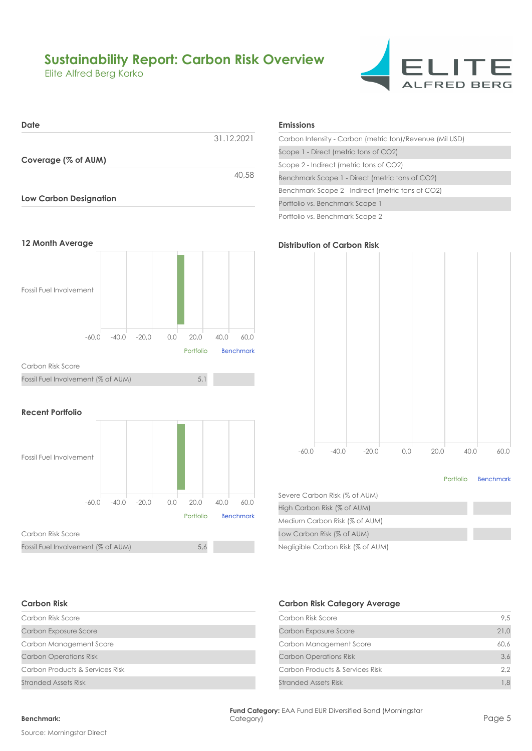# Sustainability Report: Carbon Risk Overview

Elite Alfred Berg Korko

### Date

| | |
|---|---|
| | 31.12.2021 |

### Coverage (% of AUM)

| | |
|---|---|
| | 40,58 |

### Low Carbon Designation

### Emissions

| | |
|---|---|
| Carbon Intensity - Carbon (metric ton)/Revenue (Mil USD) | |
| Scope 1 - Direct (metric tons of $CO_2$) | |
| Scope 2 - Indirect (metric tons of $CO_2$) | |
| Benchmark Scope 1 - Direct (metric tons of $CO_2$) | |
| Benchmark Scope 2 - Indirect (metric tons of $CO_2$) | |
| Portfolio vs. Benchmark Scope 1 | |
| Portfolio vs. Benchmark Scope 2 | |

### 12 Month Average

Fossil Fuel Involvement

-60,0 -40,0 -20,0 0,0 20,0 40,0 60,0

Portfolio Benchmark

| | Portfolio | Benchmark |
|---|---|---|
| Carbon Risk Score | | |
| Fossil Fuel Involvement (% of AUM) | 5,1 | |

### Recent Portfolio

Fossil Fuel Involvement

-60,0 -40,0 -20,0 0,0 20,0 40,0 60,0

Portfolio Benchmark

| | Portfolio | Benchmark |
|---|---|---|
| Carbon Risk Score | | |
| Fossil Fuel Involvement (% of AUM) | 5,6 | |

### Distribution of Carbon Risk

-60,0 -40,0 -20,0 0,0 20,0 40,0 60,0

Portfolio Benchmark

| | Portfolio | Benchmark |
|---|---|---|
| Severe Carbon Risk (% of AUM) | | |
| High Carbon Risk (% of AUM) | | |
| Medium Carbon Risk (% of AUM) | | |
| Low Carbon Risk (% of AUM) | | |
| Negligible Carbon Risk (% of AUM) | | |

### Carbon Risk

| | |
|---|---|
| Carbon Risk Score | |
| Carbon Exposure Score | |
| Carbon Management Score | |
| Carbon Operations Risk | |
| Carbon Products & Services Risk | |
| Stranded Assets Risk | |

### Carbon Risk Category Average

| | |
|---|---|
| Carbon Risk Score | 9,5 |
| Carbon Exposure Score | 21,0 |
| Carbon Management Score | 60,6 |
| Carbon Operations Risk | 3,6 |
| Carbon Products & Services Risk | 2,2 |
| Stranded Assets Risk | 1,8 |

**Benchmark:**

**Fund Category:** EAA Fund EUR Diversified Bond (Morningstar Category)

Source: Morningstar Direct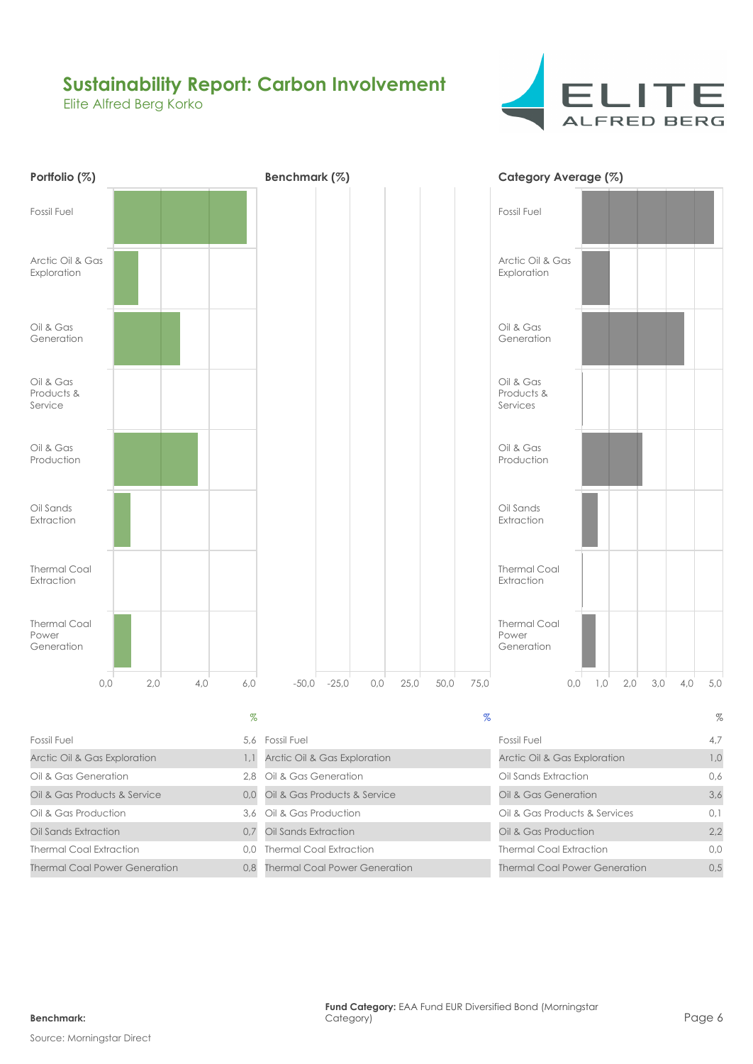# Sustainability Report: Carbon Involvement

Elite Alfred Berg Korko

## Portfolio (%)

| | % |
|---|---|
| Fossil Fuel | 5,6 |
| Arctic Oil & Gas Exploration | 1,1 |
| Oil & Gas Generation | 2,8 |
| Oil & Gas Products & Service | 0,0 |
| Oil & Gas Production | 3,6 |
| Oil Sands Extraction | 0,7 |
| Thermal Coal Extraction | 0,0 |
| Thermal Coal Power Generation | 0,8 |

## Benchmark (%)

| | % |
|---|---|
| Fossil Fuel | |
| Arctic Oil & Gas Exploration | |
| Oil & Gas Generation | |
| Oil & Gas Products & Service | |
| Oil & Gas Production | |
| Oil Sands Extraction | |
| Thermal Coal Extraction | |
| Thermal Coal Power Generation | |

## Category Average (%)

| | % |
|---|---|
| Fossil Fuel | 4,7 |
| Arctic Oil & Gas Exploration | 1,0 |
| Oil Sands Extraction | 0,6 |
| Oil & Gas Generation | 3,6 |
| Oil & Gas Products & Services | 0,1 |
| Oil & Gas Production | 2,2 |
| Thermal Coal Extraction | 0,0 |
| Thermal Coal Power Generation | 0,5 |

**Benchmark:**

**Fund Category:** EAA Fund EUR Diversified Bond (Morningstar Category)

Source: Morningstar Direct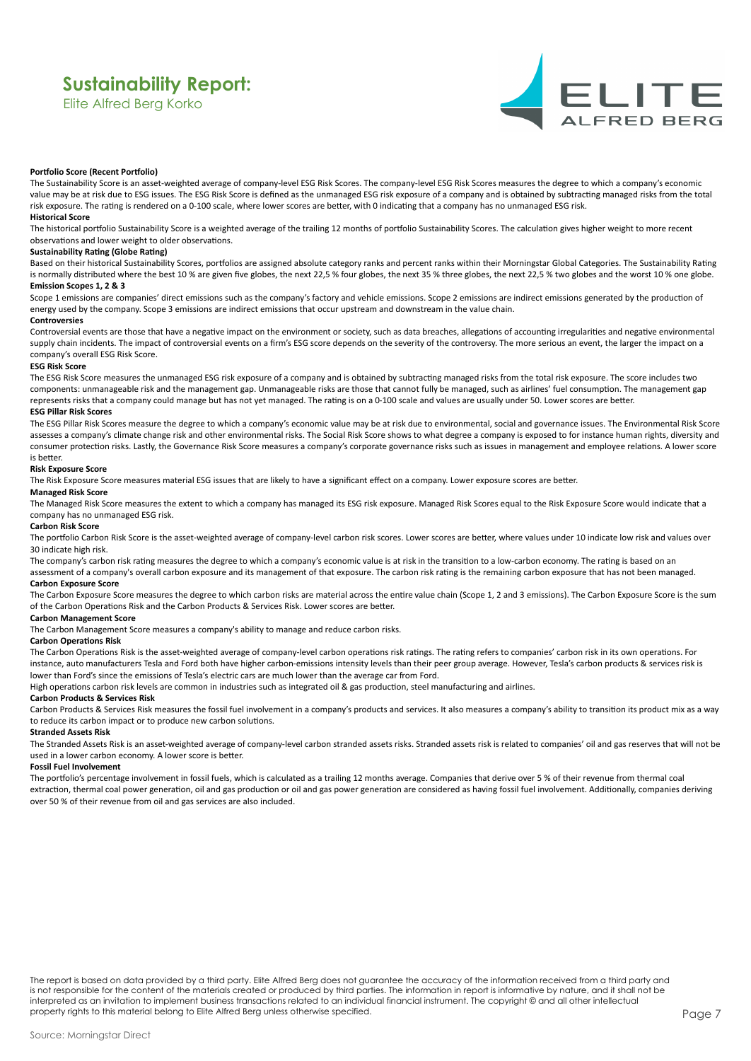# Sustainability Report:

Elite Alfred Berg Korko

**Portfolio Score (Recent Portfolio)**

The Sustainability Score is an asset-weighted average of company-level ESG Risk Scores. The company-level ESG Risk Scores measures the degree to which a company's economic value may be at risk due to ESG issues. The ESG Risk Score is defined as the unmanaged ESG risk exposure of a company and is obtained by subtracting managed risks from the total risk exposure. The rating is rendered on a 0-100 scale, where lower scores are better, with 0 indicating that a company has no unmanaged ESG risk.

**Historical Score**

The historical portfolio Sustainability Score is a weighted average of the trailing 12 months of portfolio Sustainability Scores. The calculation gives higher weight to more recent observations and lower weight to older observations.

**Sustainability Rating (Globe Rating)**

Based on their historical Sustainability Scores, portfolios are assigned absolute category ranks and percent ranks within their Morningstar Global Categories. The Sustainability Rating is normally distributed where the best 10 % are given five globes, the next 22,5 % four globes, the next 35 % three globes, the next 22,5 % two globes and the worst 10 % one globe.

**Emission Scopes 1, 2 & 3**

Scope 1 emissions are companies' direct emissions such as the company's factory and vehicle emissions. Scope 2 emissions are indirect emissions generated by the production of energy used by the company. Scope 3 emissions are indirect emissions that occur upstream and downstream in the value chain.

**Controversies**

Controversial events are those that have a negative impact on the environment or society, such as data breaches, allegations of accounting irregularities and negative environmental supply chain incidents. The impact of controversial events on a firm's ESG score depends on the severity of the controversy. The more serious an event, the larger the impact on a company's overall ESG Risk Score.

**ESG Risk Score**

The ESG Risk Score measures the unmanaged ESG risk exposure of a company and is obtained by subtracting managed risks from the total risk exposure. The score includes two components: unmanageable risk and the management gap. Unmanageable risks are those that cannot fully be managed, such as airlines' fuel consumption. The management gap represents risks that a company could manage but has not yet managed. The rating is on a 0-100 scale and values are usually under 50. Lower scores are better.

**ESG Pillar Risk Scores**

The ESG Pillar Risk Scores measure the degree to which a company's economic value may be at risk due to environmental, social and governance issues. The Environmental Risk Score assesses a company's climate change risk and other environmental risks. The Social Risk Score shows to what degree a company is exposed to for instance human rights, diversity and consumer protection risks. Lastly, the Governance Risk Score measures a company's corporate governance risks such as issues in management and employee relations. A lower score is better.

**Risk Exposure Score**

The Risk Exposure Score measures material ESG issues that are likely to have a significant effect on a company. Lower exposure scores are better.

**Managed Risk Score**

The Managed Risk Score measures the extent to which a company has managed its ESG risk exposure. Managed Risk Scores equal to the Risk Exposure Score would indicate that a company has no unmanaged ESG risk.

**Carbon Risk Score**

The portfolio Carbon Risk Score is the asset-weighted average of company-level carbon risk scores. Lower scores are better, where values under 10 indicate low risk and values over 30 indicate high risk.

The company's carbon risk rating measures the degree to which a company's economic value is at risk in the transition to a low-carbon economy. The rating is based on an assessment of a company's overall carbon exposure and its management of that exposure. The carbon risk rating is the remaining carbon exposure that has not been managed.

**Carbon Exposure Score**

The Carbon Exposure Score measures the degree to which carbon risks are material across the entire value chain (Scope 1, 2 and 3 emissions). The Carbon Exposure Score is the sum of the Carbon Operations Risk and the Carbon Products & Services Risk. Lower scores are better.

**Carbon Management Score**

The Carbon Management Score measures a company's ability to manage and reduce carbon risks.

**Carbon Operations Risk**

The Carbon Operations Risk is the asset-weighted average of company-level carbon operations risk ratings. The rating refers to companies' carbon risk in its own operations. For instance, auto manufacturers Tesla and Ford both have higher carbon-emissions intensity levels than their peer group average. However, Tesla's carbon products & services risk is lower than Ford's since the emissions of Tesla's electric cars are much lower than the average car from Ford.

High operations carbon risk levels are common in industries such as integrated oil & gas production, steel manufacturing and airlines.

**Carbon Products & Services Risk**

Carbon Products & Services Risk measures the fossil fuel involvement in a company's products and services. It also measures a company's ability to transition its product mix as a way to reduce its carbon impact or to produce new carbon solutions.

**Stranded Assets Risk**

The Stranded Assets Risk is an asset-weighted average of company-level carbon stranded assets risks. Stranded assets risk is related to companies' oil and gas reserves that will not be used in a lower carbon economy. A lower score is better.

**Fossil Fuel Involvement**

The portfolio's percentage involvement in fossil fuels, which is calculated as a trailing 12 months average. Companies that derive over 5 % of their revenue from thermal coal extraction, thermal coal power generation, oil and gas production or oil and gas power generation are considered as having fossil fuel involvement. Additionally, companies deriving over 50 % of their revenue from oil and gas services are also included.

The report is based on data provided by a third party. Elite Alfred Berg does not guarantee the accuracy of the information received from a third party and is not responsible for the content of the materials created or produced by third parties. The information in report is informative by nature, and it shall not be interpreted as an invitation to implement business transactions related to an individual financial instrument. The copyright © and all other intellectual property rights to this material belong to Elite Alfred Berg unless otherwise specified.

Source: Morningstar Direct